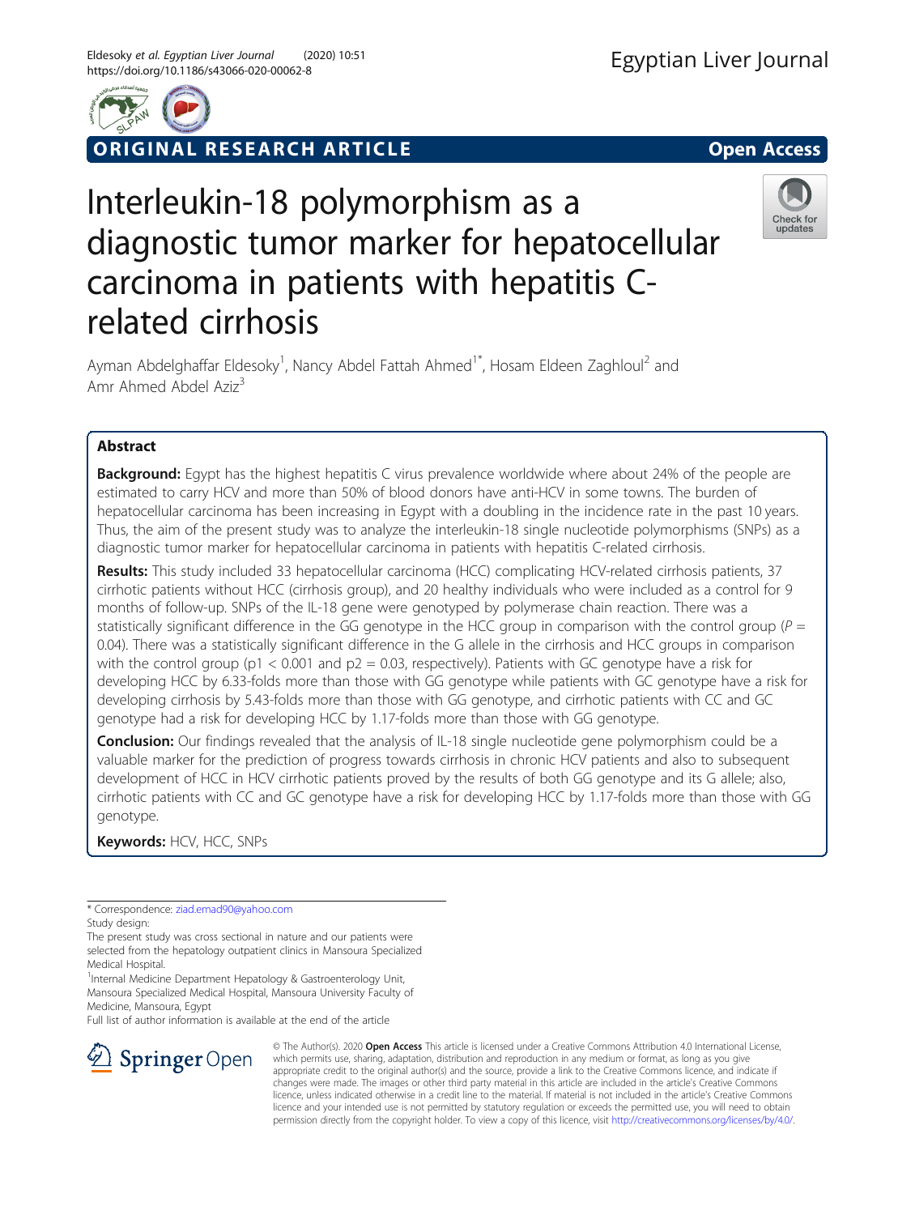ORIGINAL RESEARCH ARTICLE

Open Access

# Interleukin-18 polymorphism as a diagnostic tumor marker for hepatocellular carcinoma in patients with hepatitis C-related cirrhosis

Ayman Abdelghaffar Eldesoky[1], Nancy Abdel Fattah Ahmed[1*], Hosam Eldeen Zaghloul[2] and Amr Ahmed Abdel Aziz[3]

## Abstract

**Background:** Egypt has the highest hepatitis C virus prevalence worldwide where about 24% of the people are estimated to carry HCV and more than 50% of blood donors have anti-HCV in some towns. The burden of hepatocellular carcinoma has been increasing in Egypt with a doubling in the incidence rate in the past 10 years. Thus, the aim of the present study was to analyze the interleukin-18 single nucleotide polymorphisms (SNPs) as a diagnostic tumor marker for hepatocellular carcinoma in patients with hepatitis C-related cirrhosis.

**Results:** This study included 33 hepatocellular carcinoma (HCC) complicating HCV-related cirrhosis patients, 37 cirrhotic patients without HCC (cirrhosis group), and 20 healthy individuals who were included as a control for 9 months of follow-up. SNPs of the IL-18 gene were genotyped by polymerase chain reaction. There was a statistically significant difference in the GG genotype in the HCC group in comparison with the control group ($P = 0.04$). There was a statistically significant difference in the G allele in the cirrhosis and HCC groups in comparison with the control group ($p1 < 0.001$ and $p2 = 0.03$, respectively). Patients with GC genotype have a risk for developing HCC by 6.33-folds more than those with GG genotype while patients with GC genotype have a risk for developing cirrhosis by 5.43-folds more than those with GG genotype, and cirrhotic patients with CC and GC genotype had a risk for developing HCC by 1.17-folds more than those with GG genotype.

**Conclusion:** Our findings revealed that the analysis of IL-18 single nucleotide gene polymorphism could be a valuable marker for the prediction of progress towards cirrhosis in chronic HCV patients and also to subsequent development of HCC in HCV cirrhotic patients proved by the results of both GG genotype and its G allele; also, cirrhotic patients with CC and GC genotype have a risk for developing HCC by 1.17-folds more than those with GG genotype.

**Keywords:** HCV, HCC, SNPs

---

\* Correspondence: ziad.emad90@yahoo.com

Study design:

The present study was cross sectional in nature and our patients were selected from the hepatology outpatient clinics in Mansoura Specialized Medical Hospital.

[1]Internal Medicine Department Hepatology & Gastroenterology Unit, Mansoura Specialized Medical Hospital, Mansoura University Faculty of Medicine, Mansoura, Egypt

Full list of author information is available at the end of the article

© The Author(s). 2020 **Open Access** This article is licensed under a Creative Commons Attribution 4.0 International License, which permits use, sharing, adaptation, distribution and reproduction in any medium or format, as long as you give appropriate credit to the original author(s) and the source, provide a link to the Creative Commons licence, and indicate if changes were made. The images or other third party material in this article are included in the article's Creative Commons licence, unless indicated otherwise in a credit line to the material. If material is not included in the article's Creative Commons licence and your intended use is not permitted by statutory regulation or exceeds the permitted use, you will need to obtain permission directly from the copyright holder. To view a copy of this licence, visit http://creativecommons.org/licenses/by/4.0/.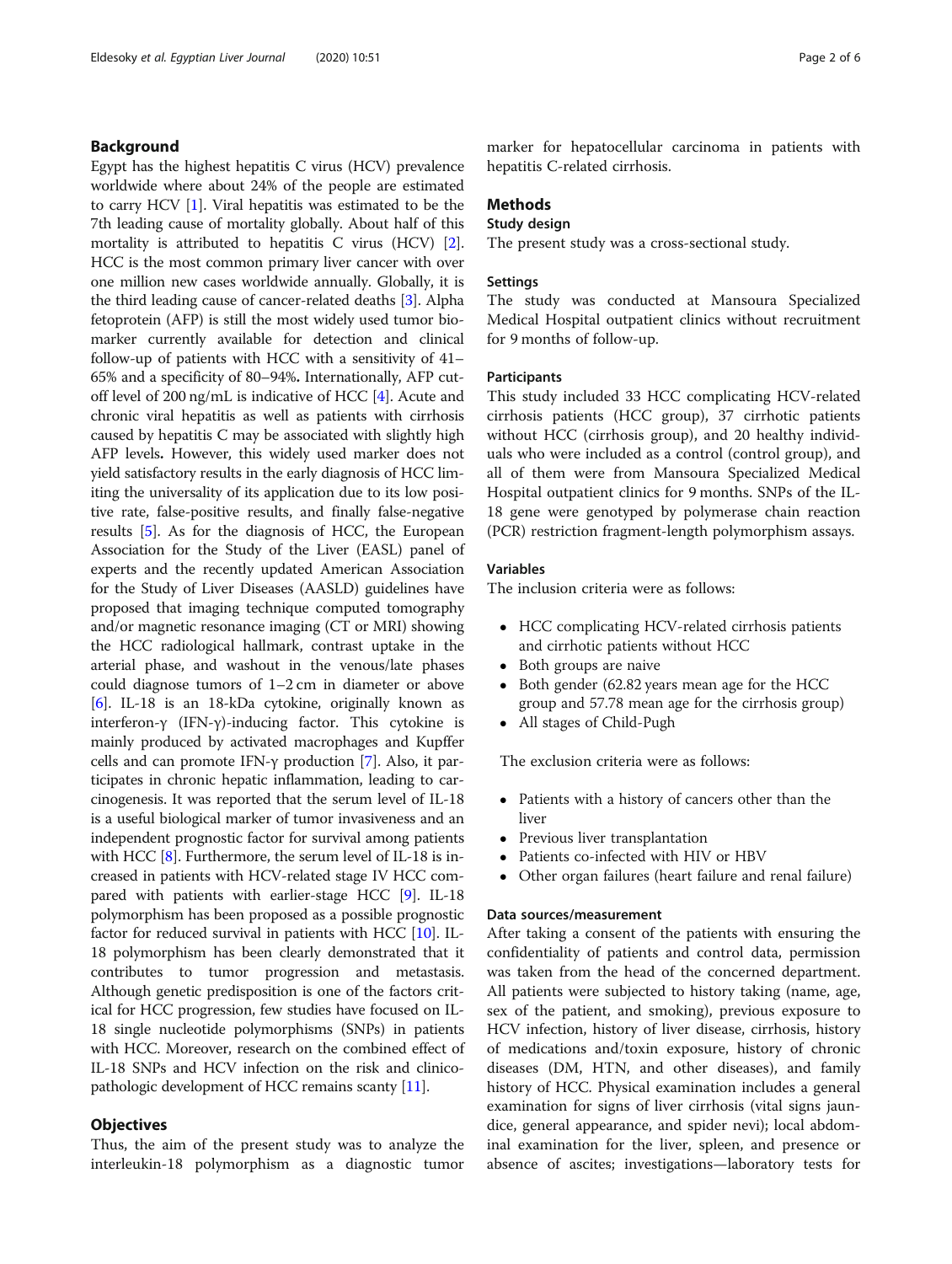## Background

Egypt has the highest hepatitis C virus (HCV) prevalence worldwide where about 24% of the people are estimated to carry HCV [1]. Viral hepatitis was estimated to be the 7th leading cause of mortality globally. About half of this mortality is attributed to hepatitis C virus (HCV) [2]. HCC is the most common primary liver cancer with over one million new cases worldwide annually. Globally, it is the third leading cause of cancer-related deaths [3]. Alpha fetoprotein (AFP) is still the most widely used tumor biomarker currently available for detection and clinical follow-up of patients with HCC with a sensitivity of 41–65% and a specificity of 80–94%**.** Internationally, AFP cutoff level of 200 ng/mL is indicative of HCC [4]. Acute and chronic viral hepatitis as well as patients with cirrhosis caused by hepatitis C may be associated with slightly high AFP levels**.** However, this widely used marker does not yield satisfactory results in the early diagnosis of HCC limiting the universality of its application due to its low positive rate, false-positive results, and finally false-negative results [5]. As for the diagnosis of HCC, the European Association for the Study of the Liver (EASL) panel of experts and the recently updated American Association for the Study of Liver Diseases (AASLD) guidelines have proposed that imaging technique computed tomography and/or magnetic resonance imaging (CT or MRI) showing the HCC radiological hallmark, contrast uptake in the arterial phase, and washout in the venous/late phases could diagnose tumors of 1–2 cm in diameter or above [6]. IL-18 is an 18-kDa cytokine, originally known as interferon-γ (IFN-γ)-inducing factor. This cytokine is mainly produced by activated macrophages and Kupffer cells and can promote IFN-γ production [7]. Also, it participates in chronic hepatic inflammation, leading to carcinogenesis. It was reported that the serum level of IL-18 is a useful biological marker of tumor invasiveness and an independent prognostic factor for survival among patients with HCC [8]. Furthermore, the serum level of IL-18 is increased in patients with HCV-related stage IV HCC compared with patients with earlier-stage HCC [9]. IL-18 polymorphism has been proposed as a possible prognostic factor for reduced survival in patients with HCC [10]. IL-18 polymorphism has been clearly demonstrated that it contributes to tumor progression and metastasis. Although genetic predisposition is one of the factors critical for HCC progression, few studies have focused on IL-18 single nucleotide polymorphisms (SNPs) in patients with HCC. Moreover, research on the combined effect of IL-18 SNPs and HCV infection on the risk and clinicopathologic development of HCC remains scanty [11].

## Objectives

Thus, the aim of the present study was to analyze the interleukin-18 polymorphism as a diagnostic tumor marker for hepatocellular carcinoma in patients with hepatitis C-related cirrhosis.

## Methods

### Study design

The present study was a cross-sectional study.

### Settings

The study was conducted at Mansoura Specialized Medical Hospital outpatient clinics without recruitment for 9 months of follow-up.

### Participants

This study included 33 HCC complicating HCV-related cirrhosis patients (HCC group), 37 cirrhotic patients without HCC (cirrhosis group), and 20 healthy individuals who were included as a control (control group), and all of them were from Mansoura Specialized Medical Hospital outpatient clinics for 9 months. SNPs of the IL-18 gene were genotyped by polymerase chain reaction (PCR) restriction fragment-length polymorphism assays.

### Variables

The inclusion criteria were as follows:

- HCC complicating HCV-related cirrhosis patients and cirrhotic patients without HCC
- Both groups are naive
- Both gender (62.82 years mean age for the HCC group and 57.78 mean age for the cirrhosis group)
- All stages of Child-Pugh

The exclusion criteria were as follows:

- Patients with a history of cancers other than the liver
- Previous liver transplantation
- Patients co-infected with HIV or HBV
- Other organ failures (heart failure and renal failure)

### Data sources/measurement

After taking a consent of the patients with ensuring the confidentiality of patients and control data, permission was taken from the head of the concerned department. All patients were subjected to history taking (name, age, sex of the patient, and smoking), previous exposure to HCV infection, history of liver disease, cirrhosis, history of medications and/toxin exposure, history of chronic diseases (DM, HTN, and other diseases), and family history of HCC. Physical examination includes a general examination for signs of liver cirrhosis (vital signs jaundice, general appearance, and spider nevi); local abdominal examination for the liver, spleen, and presence or absence of ascites; investigations—laboratory tests for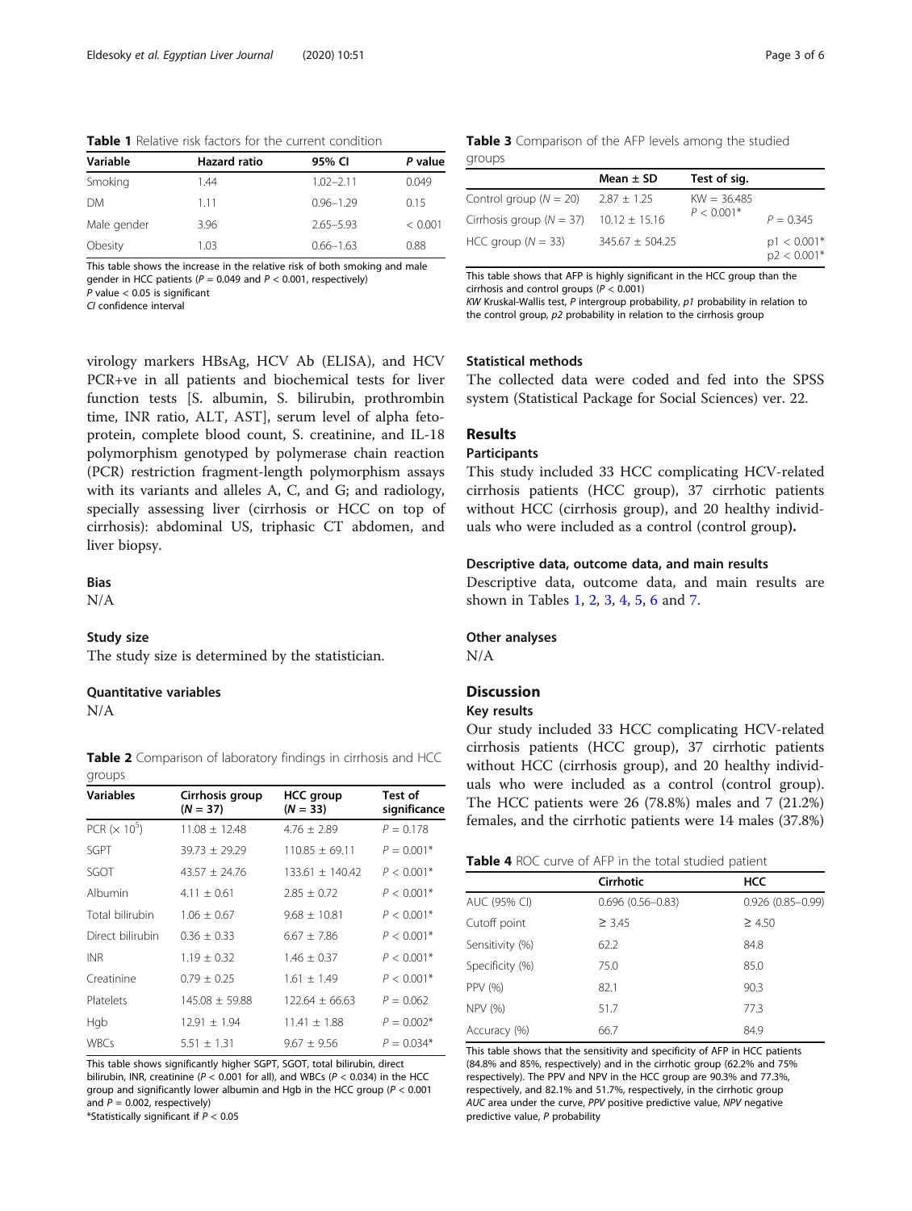**Table 1** Relative risk factors for the current condition

| Variable | Hazard ratio | 95% CI | P value |
|---|---|---|---|
| Smoking | 1.44 | 1.02–2.11 | 0.049 |
| DM | 1.11 | 0.96–1.29 | 0.15 |
| Male gender | 3.96 | 2.65–5.93 | < 0.001 |
| Obesity | 1.03 | 0.66–1.63 | 0.88 |

This table shows the increase in the relative risk of both smoking and male gender in HCC patients ($P = 0.049$ and $P < 0.001$, respectively)
*P* value < 0.05 is significant
*CI* confidence interval

virology markers HBsAg, HCV Ab (ELISA), and HCV PCR+ve in all patients and biochemical tests for liver function tests [S. albumin, S. bilirubin, prothrombin time, INR ratio, ALT, AST], serum level of alpha fetoprotein, complete blood count, S. creatinine, and IL-18 polymorphism genotyped by polymerase chain reaction (PCR) restriction fragment-length polymorphism assays with its variants and alleles A, C, and G; and radiology, specially assessing liver (cirrhosis or HCC on top of cirrhosis): abdominal US, triphasic CT abdomen, and liver biopsy.

### Bias

N/A

### Study size

The study size is determined by the statistician.

### Quantitative variables

N/A

**Table 2** Comparison of laboratory findings in cirrhosis and HCC groups

| Variables | Cirrhosis group ($N = 37$) | HCC group ($N = 33$) | Test of significance |
|---|---|---|---|
| PCR ($\times 10^5$) | 11.08 ± 12.48 | 4.76 ± 2.89 | $P = 0.178$ |
| SGPT | 39.73 ± 29.29 | 110.85 ± 69.11 | $P = 0.001$* |
| SGOT | 43.57 ± 24.76 | 133.61 ± 140.42 | $P < 0.001$* |
| Albumin | 4.11 ± 0.61 | 2.85 ± 0.72 | $P < 0.001$* |
| Total bilirubin | 1.06 ± 0.67 | 9.68 ± 10.81 | $P < 0.001$* |
| Direct bilirubin | 0.36 ± 0.33 | 6.67 ± 7.86 | $P < 0.001$* |
| INR | 1.19 ± 0.32 | 1.46 ± 0.37 | $P < 0.001$* |
| Creatinine | 0.79 ± 0.25 | 1.61 ± 1.49 | $P < 0.001$* |
| Platelets | 145.08 ± 59.88 | 122.64 ± 66.63 | $P = 0.062$ |
| Hgb | 12.91 ± 1.94 | 11.41 ± 1.88 | $P = 0.002$* |
| WBCs | 5.51 ± 1.31 | 9.67 ± 9.56 | $P = 0.034$* |

This table shows significantly higher SGPT, SGOT, total bilirubin, direct bilirubin, INR, creatinine ($P < 0.001$ for all), and WBCs ($P < 0.034$) in the HCC group and significantly lower albumin and Hgb in the HCC group ($P < 0.001$ and $P = 0.002$, respectively)
*Statistically significant if $P < 0.05$

**Table 3** Comparison of the AFP levels among the studied groups

| | Mean ± SD | Test of sig. | |
|---|---|---|---|
| Control group ($N = 20$) | 2.87 ± 1.25 | KW = 36.485 $P < 0.001$* | |
| Cirrhosis group ($N = 37$) | 10.12 ± 15.16 | | $P = 0.345$ |
| HCC group ($N = 33$) | 345.67 ± 504.25 | | p1 < 0.001* p2 < 0.001* |

This table shows that AFP is highly significant in the HCC group than the cirrhosis and control groups ($P < 0.001$)
*KW* Kruskal-Wallis test, *P* intergroup probability, *p1* probability in relation to the control group, *p2* probability in relation to the cirrhosis group

### Statistical methods

The collected data were coded and fed into the SPSS system (Statistical Package for Social Sciences) ver. 22.

## Results

### Participants

This study included 33 HCC complicating HCV-related cirrhosis patients (HCC group), 37 cirrhotic patients without HCC (cirrhosis group), and 20 healthy individuals who were included as a control (control group).

### Descriptive data, outcome data, and main results

Descriptive data, outcome data, and main results are shown in Tables 1, 2, 3, 4, 5, 6 and 7.

### Other analyses

N/A

## Discussion

### Key results

Our study included 33 HCC complicating HCV-related cirrhosis patients (HCC group), 37 cirrhotic patients without HCC (cirrhosis group), and 20 healthy individuals who were included as a control (control group). The HCC patients were 26 (78.8%) males and 7 (21.2%) females, and the cirrhotic patients were 14 males (37.8%)

**Table 4** ROC curve of AFP in the total studied patient

| | Cirrhotic | HCC |
|---|---|---|
| AUC (95% CI) | 0.696 (0.56–0.83) | 0.926 (0.85–0.99) |
| Cutoff point | ≥ 3.45 | ≥ 4.50 |
| Sensitivity (%) | 62.2 | 84.8 |
| Specificity (%) | 75.0 | 85.0 |
| PPV (%) | 82.1 | 90.3 |
| NPV (%) | 51.7 | 77.3 |
| Accuracy (%) | 66.7 | 84.9 |

This table shows that the sensitivity and specificity of AFP in HCC patients (84.8% and 85%, respectively) and in the cirrhotic group (62.2% and 75% respectively). The PPV and NPV in the HCC group are 90.3% and 77.3%, respectively, and 82.1% and 51.7%, respectively, in the cirrhotic group
*AUC* area under the curve, *PPV* positive predictive value, *NPV* negative predictive value, *P* probability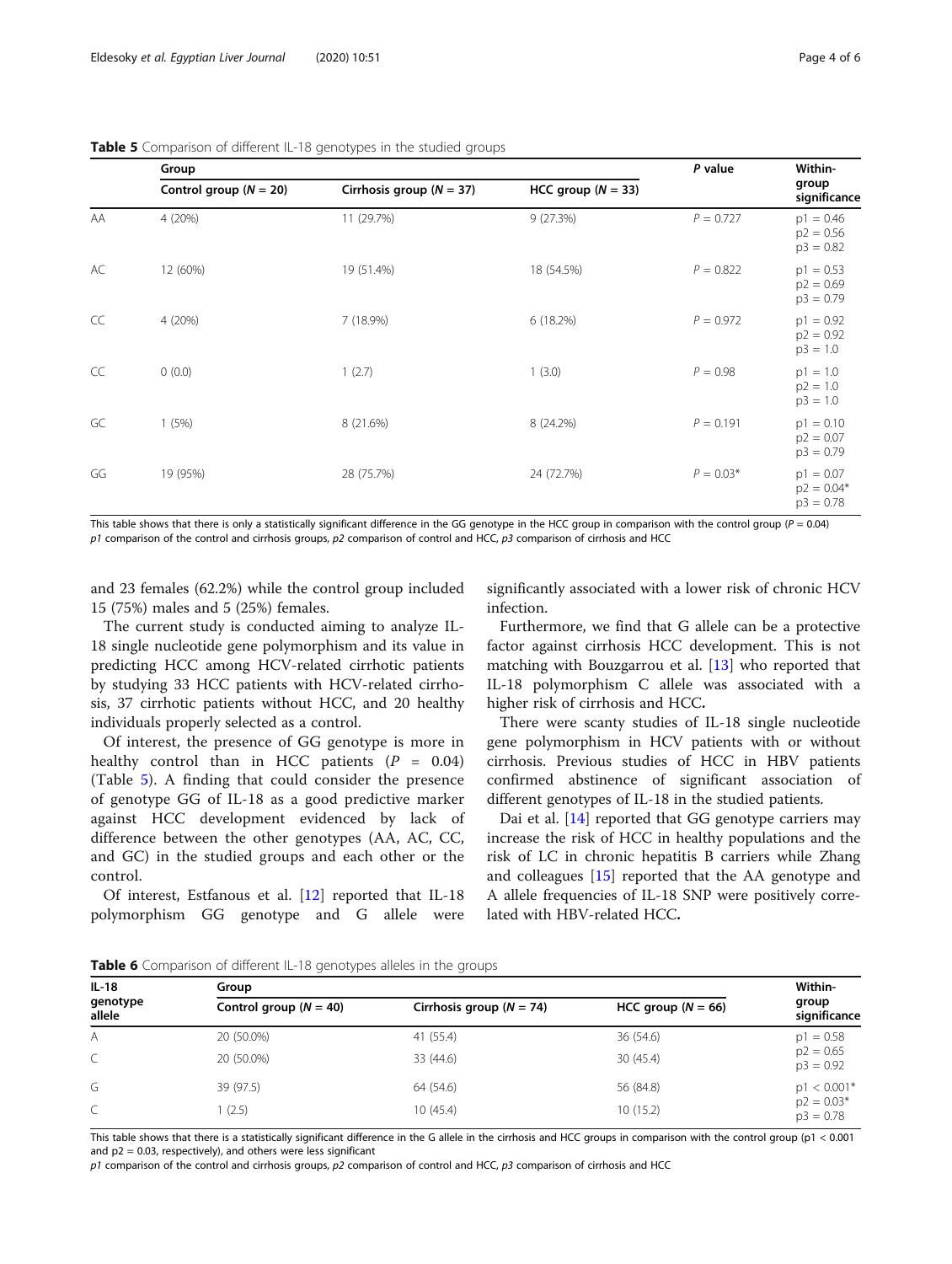**Table 5** Comparison of different IL-18 genotypes in the studied groups

| | Group | | | P value | Within-group significance |
|---|---|---|---|---|---|
| | Control group ($N = 20$) | Cirrhosis group ($N = 37$) | HCC group ($N = 33$) | | |
| AA | 4 (20%) | 11 (29.7%) | 9 (27.3%) | $P = 0.727$ | p1 = 0.46<br>p2 = 0.56<br>p3 = 0.82 |
| AC | 12 (60%) | 19 (51.4%) | 18 (54.5%) | $P = 0.822$ | p1 = 0.53<br>p2 = 0.69<br>p3 = 0.79 |
| CC | 4 (20%) | 7 (18.9%) | 6 (18.2%) | $P = 0.972$ | p1 = 0.92<br>p2 = 0.92<br>p3 = 1.0 |
| CC | 0 (0.0) | 1 (2.7) | 1 (3.0) | $P = 0.98$ | p1 = 1.0<br>p2 = 1.0<br>p3 = 1.0 |
| GC | 1 (5%) | 8 (21.6%) | 8 (24.2%) | $P = 0.191$ | p1 = 0.10<br>p2 = 0.07<br>p3 = 0.79 |
| GG | 19 (95%) | 28 (75.7%) | 24 (72.7%) | $P = 0.03$* | p1 = 0.07<br>p2 = 0.04*<br>p3 = 0.78 |

This table shows that there is only a statistically significant difference in the GG genotype in the HCC group in comparison with the control group ($P = 0.04$)
*p1* comparison of the control and cirrhosis groups, *p2* comparison of control and HCC, *p3* comparison of cirrhosis and HCC

and 23 females (62.2%) while the control group included 15 (75%) males and 5 (25%) females.

The current study is conducted aiming to analyze IL-18 single nucleotide gene polymorphism and its value in predicting HCC among HCV-related cirrhotic patients by studying 33 HCC patients with HCV-related cirrhosis, 37 cirrhotic patients without HCC, and 20 healthy individuals properly selected as a control.

Of interest, the presence of GG genotype is more in healthy control than in HCC patients ($P = 0.04$) (Table 5). A finding that could consider the presence of genotype GG of IL-18 as a good predictive marker against HCC development evidenced by lack of difference between the other genotypes (AA, AC, CC, and GC) in the studied groups and each other or the control.

Of interest, Estfanous et al. [12] reported that IL-18 polymorphism GG genotype and G allele were significantly associated with a lower risk of chronic HCV infection.

Furthermore, we find that G allele can be a protective factor against cirrhosis HCC development. This is not matching with Bouzgarrou et al. [13] who reported that IL-18 polymorphism C allele was associated with a higher risk of cirrhosis and HCC**.**

There were scanty studies of IL-18 single nucleotide gene polymorphism in HCV patients with or without cirrhosis. Previous studies of HCC in HBV patients confirmed abstinence of significant association of different genotypes of IL-18 in the studied patients.

Dai et al. [14] reported that GG genotype carriers may increase the risk of HCC in healthy populations and the risk of LC in chronic hepatitis B carriers while Zhang and colleagues [15] reported that the AA genotype and A allele frequencies of IL-18 SNP were positively correlated with HBV-related HCC**.**

**Table 6** Comparison of different IL-18 genotypes alleles in the groups

| IL-18 genotype allele | Group | | | Within-group significance |
|---|---|---|---|---|
| | Control group ($N = 40$) | Cirrhosis group ($N = 74$) | HCC group ($N = 66$) | |
| A | 20 (50.0%) | 41 (55.4) | 36 (54.6) | p1 = 0.58<br>p2 = 0.65<br>p3 = 0.92 |
| C | 20 (50.0%) | 33 (44.6) | 30 (45.4) | |
| G | 39 (97.5) | 64 (54.6) | 56 (84.8) | p1 < 0.001*<br>p2 = 0.03*<br>p3 = 0.78 |
| C | 1 (2.5) | 10 (45.4) | 10 (15.2) | |

This table shows that there is a statistically significant difference in the G allele in the cirrhosis and HCC groups in comparison with the control group (p1 < 0.001 and p2 = 0.03, respectively), and others were less significant
*p1* comparison of the control and cirrhosis groups, *p2* comparison of control and HCC, *p3* comparison of cirrhosis and HCC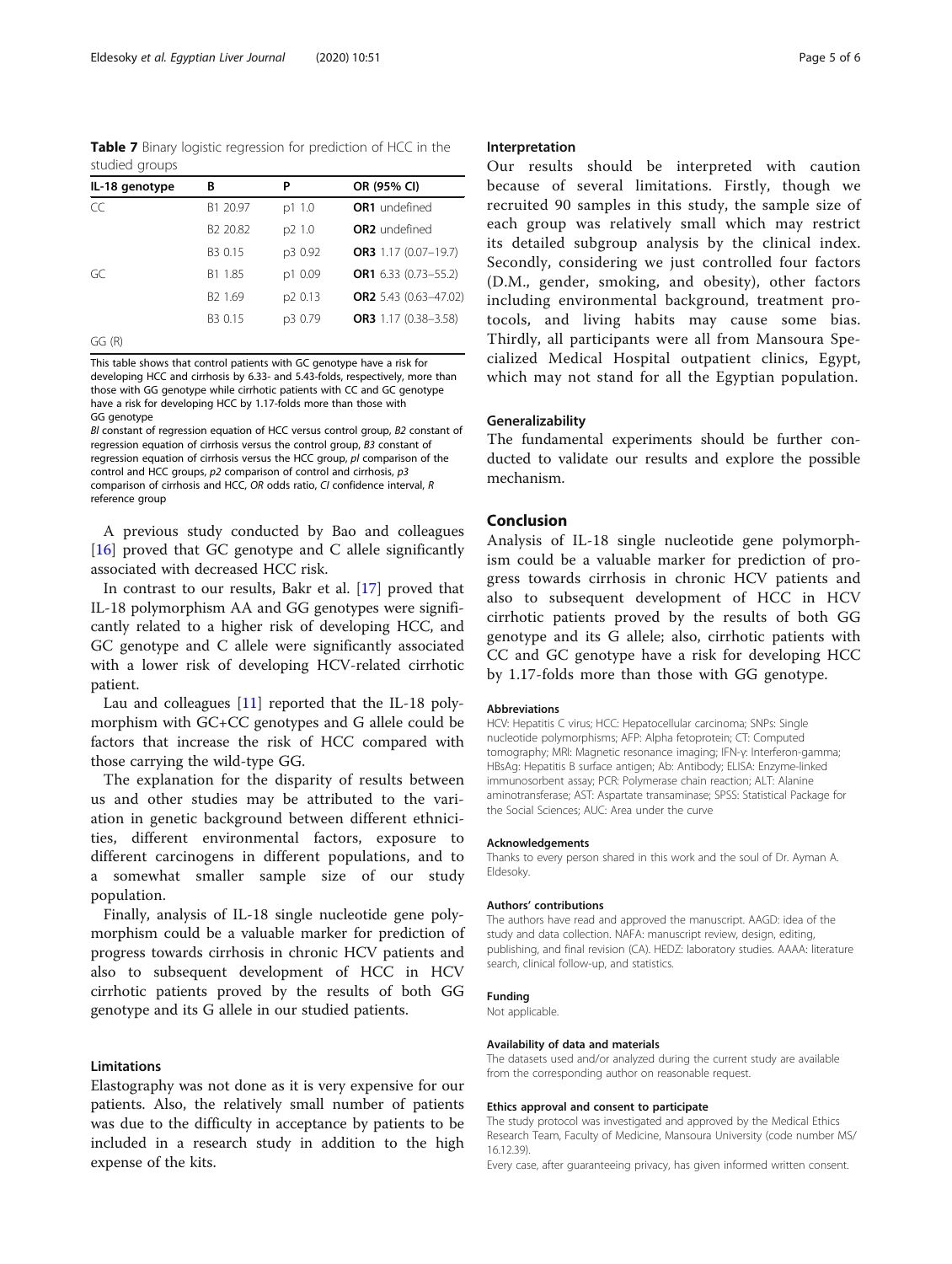**Table 7** Binary logistic regression for prediction of HCC in the studied groups

| IL-18 genotype | B | P | OR (95% CI) |
| --- | --- | --- | --- |
| CC | B1 20.97 | p1 1.0 | **OR1** undefined |
| | B2 20.82 | p2 1.0 | **OR2** undefined |
| | B3 0.15 | p3 0.92 | **OR3** 1.17 (0.07–19.7) |
| GC | B1 1.85 | p1 0.09 | **OR1** 6.33 (0.73–55.2) |
| | B2 1.69 | p2 0.13 | **OR2** 5.43 (0.63–47.02) |
| | B3 0.15 | p3 0.79 | **OR3** 1.17 (0.38–3.58) |
| GG (R) | | | |

This table shows that control patients with GC genotype have a risk for developing HCC and cirrhosis by 6.33- and 5.43-folds, respectively, more than those with GG genotype while cirrhotic patients with CC and GC genotype have a risk for developing HCC by 1.17-folds more than those with GG genotype

*Bl* constant of regression equation of HCC versus control group, *B2* constant of regression equation of cirrhosis versus the control group, *B3* constant of regression equation of cirrhosis versus the HCC group, *pl* comparison of the control and HCC groups, *p2* comparison of control and cirrhosis, *p3* comparison of cirrhosis and HCC, *OR* odds ratio, *CI* confidence interval, *R* reference group

A previous study conducted by Bao and colleagues [16] proved that GC genotype and C allele significantly associated with decreased HCC risk.

In contrast to our results, Bakr et al. [17] proved that IL-18 polymorphism AA and GG genotypes were significantly related to a higher risk of developing HCC, and GC genotype and C allele were significantly associated with a lower risk of developing HCV-related cirrhotic patient.

Lau and colleagues [11] reported that the IL-18 polymorphism with GC+CC genotypes and G allele could be factors that increase the risk of HCC compared with those carrying the wild-type GG.

The explanation for the disparity of results between us and other studies may be attributed to the variation in genetic background between different ethnicities, different environmental factors, exposure to different carcinogens in different populations, and to a somewhat smaller sample size of our study population.

Finally, analysis of IL-18 single nucleotide gene polymorphism could be a valuable marker for prediction of progress towards cirrhosis in chronic HCV patients and also to subsequent development of HCC in HCV cirrhotic patients proved by the results of both GG genotype and its G allele in our studied patients.

## Limitations

Elastography was not done as it is very expensive for our patients. Also, the relatively small number of patients was due to the difficulty in acceptance by patients to be included in a research study in addition to the high expense of the kits.

### Interpretation

Our results should be interpreted with caution because of several limitations. Firstly, though we recruited 90 samples in this study, the sample size of each group was relatively small which may restrict its detailed subgroup analysis by the clinical index. Secondly, considering we just controlled four factors (D.M., gender, smoking, and obesity), other factors including environmental background, treatment protocols, and living habits may cause some bias. Thirdly, all participants were all from Mansoura Specialized Medical Hospital outpatient clinics, Egypt, which may not stand for all the Egyptian population.

### Generalizability

The fundamental experiments should be further conducted to validate our results and explore the possible mechanism.

## Conclusion

Analysis of IL-18 single nucleotide gene polymorphism could be a valuable marker for prediction of progress towards cirrhosis in chronic HCV patients and also to subsequent development of HCC in HCV cirrhotic patients proved by the results of both GG genotype and its G allele; also, cirrhotic patients with CC and GC genotype have a risk for developing HCC by 1.17-folds more than those with GG genotype.

#### Abbreviations

HCV: Hepatitis C virus; HCC: Hepatocellular carcinoma; SNPs: Single nucleotide polymorphisms; AFP: Alpha fetoprotein; CT: Computed tomography; MRI: Magnetic resonance imaging; IFN-γ: Interferon-gamma; HBsAg: Hepatitis B surface antigen; Ab: Antibody; ELISA: Enzyme-linked immunosorbent assay; PCR: Polymerase chain reaction; ALT: Alanine aminotransferase; AST: Aspartate transaminase; SPSS: Statistical Package for the Social Sciences; AUC: Area under the curve

#### Acknowledgements

Thanks to every person shared in this work and the soul of Dr. Ayman A. Eldesoky.

#### Authors' contributions

The authors have read and approved the manuscript. AAGD: idea of the study and data collection. NAFA: manuscript review, design, editing, publishing, and final revision (CA). HEDZ: laboratory studies. AAAA: literature search, clinical follow-up, and statistics.

#### Funding

Not applicable.

#### Availability of data and materials

The datasets used and/or analyzed during the current study are available from the corresponding author on reasonable request.

#### Ethics approval and consent to participate

The study protocol was investigated and approved by the Medical Ethics Research Team, Faculty of Medicine, Mansoura University (code number MS/ 16.12.39).

Every case, after guaranteeing privacy, has given informed written consent.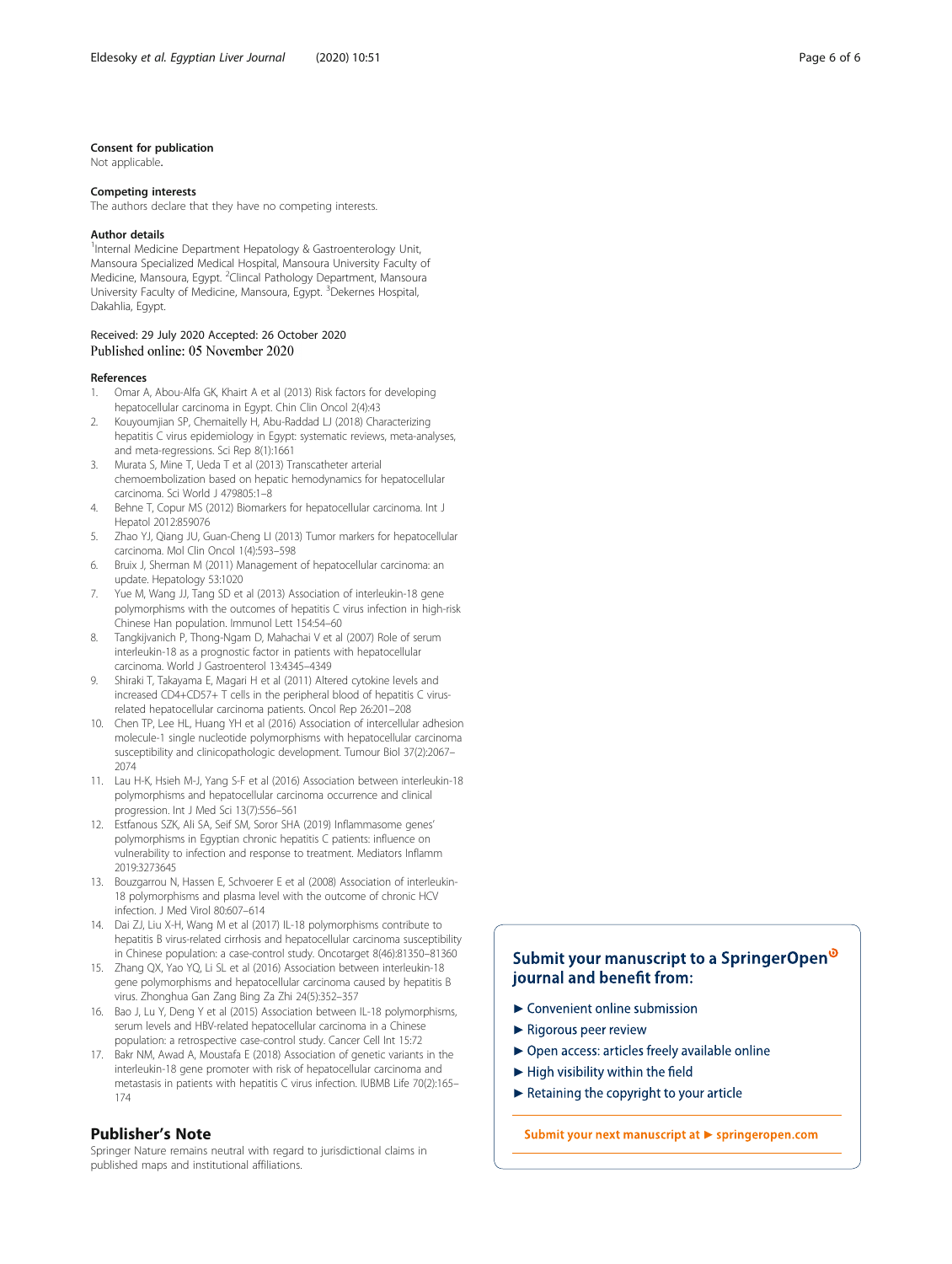#### Consent for publication

Not applicable.

#### Competing interests

The authors declare that they have no competing interests.

#### Author details

[1]Internal Medicine Department Hepatology & Gastroenterology Unit, Mansoura Specialized Medical Hospital, Mansoura University Faculty of Medicine, Mansoura, Egypt. [2]Clincal Pathology Department, Mansoura University Faculty of Medicine, Mansoura, Egypt. [3]Dekernes Hospital, Dakahlia, Egypt.

Received: 29 July 2020 Accepted: 26 October 2020
Published online: 05 November 2020

#### References

1. Omar A, Abou-Alfa GK, Khairt A et al (2013) Risk factors for developing hepatocellular carcinoma in Egypt. Chin Clin Oncol 2(4):43
2. Kouyoumjian SP, Chemaitelly H, Abu-Raddad LJ (2018) Characterizing hepatitis C virus epidemiology in Egypt: systematic reviews, meta-analyses, and meta-regressions. Sci Rep 8(1):1661
3. Murata S, Mine T, Ueda T et al (2013) Transcatheter arterial chemoembolization based on hepatic hemodynamics for hepatocellular carcinoma. Sci World J 479805:1–8
4. Behne T, Copur MS (2012) Biomarkers for hepatocellular carcinoma. Int J Hepatol 2012:859076
5. Zhao YJ, Qiang JU, Guan-Cheng LI (2013) Tumor markers for hepatocellular carcinoma. Mol Clin Oncol 1(4):593–598
6. Bruix J, Sherman M (2011) Management of hepatocellular carcinoma: an update. Hepatology 53:1020
7. Yue M, Wang JJ, Tang SD et al (2013) Association of interleukin-18 gene polymorphisms with the outcomes of hepatitis C virus infection in high-risk Chinese Han population. Immunol Lett 154:54–60
8. Tangkijvanich P, Thong-Ngam D, Mahachai V et al (2007) Role of serum interleukin-18 as a prognostic factor in patients with hepatocellular carcinoma. World J Gastroenterol 13:4345–4349
9. Shiraki T, Takayama E, Magari H et al (2011) Altered cytokine levels and increased CD4+CD57+ T cells in the peripheral blood of hepatitis C virus-related hepatocellular carcinoma patients. Oncol Rep 26:201–208
10. Chen TP, Lee HL, Huang YH et al (2016) Association of intercellular adhesion molecule-1 single nucleotide polymorphisms with hepatocellular carcinoma susceptibility and clinicopathologic development. Tumour Biol 37(2):2067–2074
11. Lau H-K, Hsieh M-J, Yang S-F et al (2016) Association between interleukin-18 polymorphisms and hepatocellular carcinoma occurrence and clinical progression. Int J Med Sci 13(7):556–561
12. Estfanous SZK, Ali SA, Seif SM, Soror SHA (2019) Inflammasome genes' polymorphisms in Egyptian chronic hepatitis C patients: influence on vulnerability to infection and response to treatment. Mediators Inflamm 2019:3273645
13. Bouzgarrou N, Hassen E, Schvoerer E et al (2008) Association of interleukin-18 polymorphisms and plasma level with the outcome of chronic HCV infection. J Med Virol 80:607–614
14. Dai ZJ, Liu X-H, Wang M et al (2017) IL-18 polymorphisms contribute to hepatitis B virus-related cirrhosis and hepatocellular carcinoma susceptibility in Chinese population: a case-control study. Oncotarget 8(46):81350–81360
15. Zhang QX, Yao YQ, Li SL et al (2016) Association between interleukin-18 gene polymorphisms and hepatocellular carcinoma caused by hepatitis B virus. Zhonghua Gan Zang Bing Za Zhi 24(5):352–357
16. Bao J, Lu Y, Deng Y et al (2015) Association between IL-18 polymorphisms, serum levels and HBV-related hepatocellular carcinoma in a Chinese population: a retrospective case-control study. Cancer Cell Int 15:72
17. Bakr NM, Awad A, Moustafa E (2018) Association of genetic variants in the interleukin-18 gene promoter with risk of hepatocellular carcinoma and metastasis in patients with hepatitis C virus infection. IUBMB Life 70(2):165–174

## Publisher's Note

Springer Nature remains neutral with regard to jurisdictional claims in published maps and institutional affiliations.